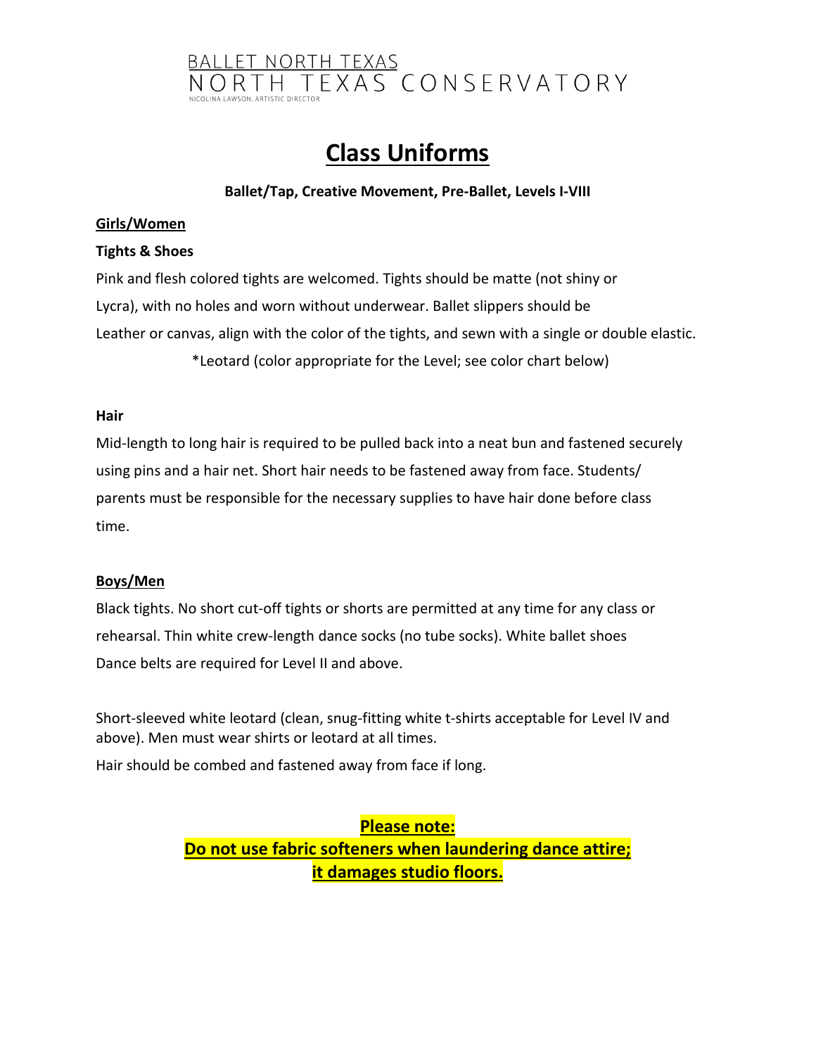BALLET NORTH TEXAS

NORTH TEXAS CONSERVATORY

NICOLINA LAWSON, ARTISTIC DIRECTOR

# Class Uniforms

**Ballet/Tap, Creative Movement, Pre-Ballet, Levels I-VIII**

**Girls/Women**

**Tights & Shoes**

Pink and flesh colored tights are welcomed. Tights should be matte (not shiny or Lycra), with no holes and worn without underwear. Ballet slippers should be Leather or canvas, align with the color of the tights, and sewn with a single or double elastic.

*Leotard (color appropriate for the Level; see color chart below)

**Hair**

Mid-length to long hair is required to be pulled back into a neat bun and fastened securely using pins and a hair net. Short hair needs to be fastened away from face. Students/ parents must be responsible for the necessary supplies to have hair done before class time.

**Boys/Men**

Black tights. No short cut-off tights or shorts are permitted at any time for any class or rehearsal. Thin white crew-length dance socks (no tube socks). White ballet shoes Dance belts are required for Level II and above.

Short-sleeved white leotard (clean, snug-fitting white t-shirts acceptable for Level IV and above). Men must wear shirts or leotard at all times.

Hair should be combed and fastened away from face if long.

**Please note:**
**Do not use fabric softeners when laundering dance attire; it damages studio floors.**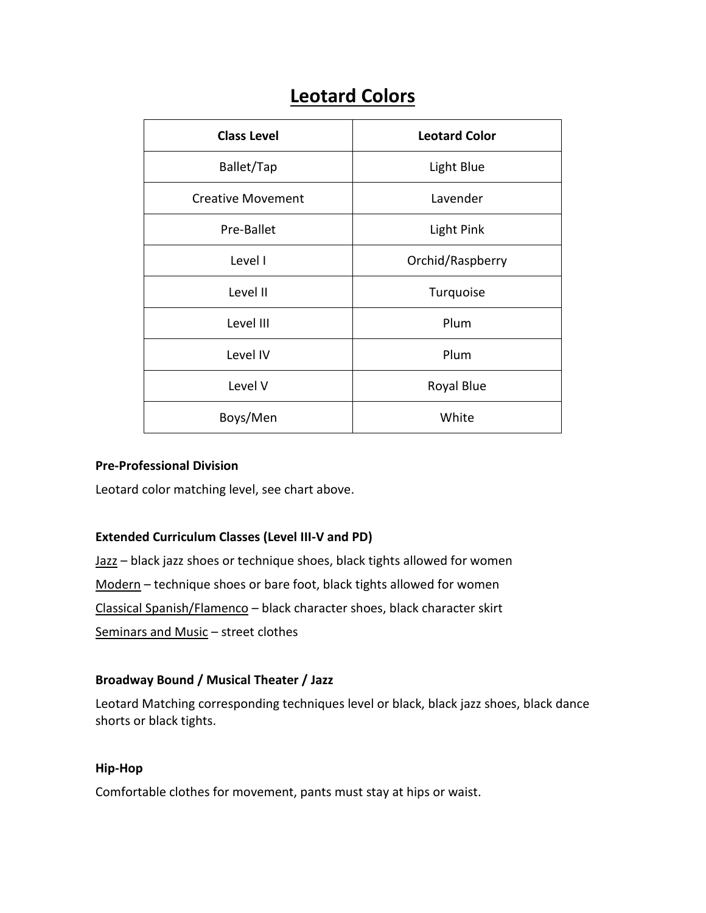# Leotard Colors

| Class Level | Leotard Color |
|---|---|
| Ballet/Tap | Light Blue |
| Creative Movement | Lavender |
| Pre-Ballet | Light Pink |
| Level I | Orchid/Raspberry |
| Level II | Turquoise |
| Level III | Plum |
| Level IV | Plum |
| Level V | Royal Blue |
| Boys/Men | White |

**Pre-Professional Division**

Leotard color matching level, see chart above.

**Extended Curriculum Classes (Level III-V and PD)**

Jazz – black jazz shoes or technique shoes, black tights allowed for women

Modern – technique shoes or bare foot, black tights allowed for women

Classical Spanish/Flamenco – black character shoes, black character skirt

Seminars and Music – street clothes

**Broadway Bound / Musical Theater / Jazz**

Leotard Matching corresponding techniques level or black, black jazz shoes, black dance shorts or black tights.

**Hip-Hop**

Comfortable clothes for movement, pants must stay at hips or waist.